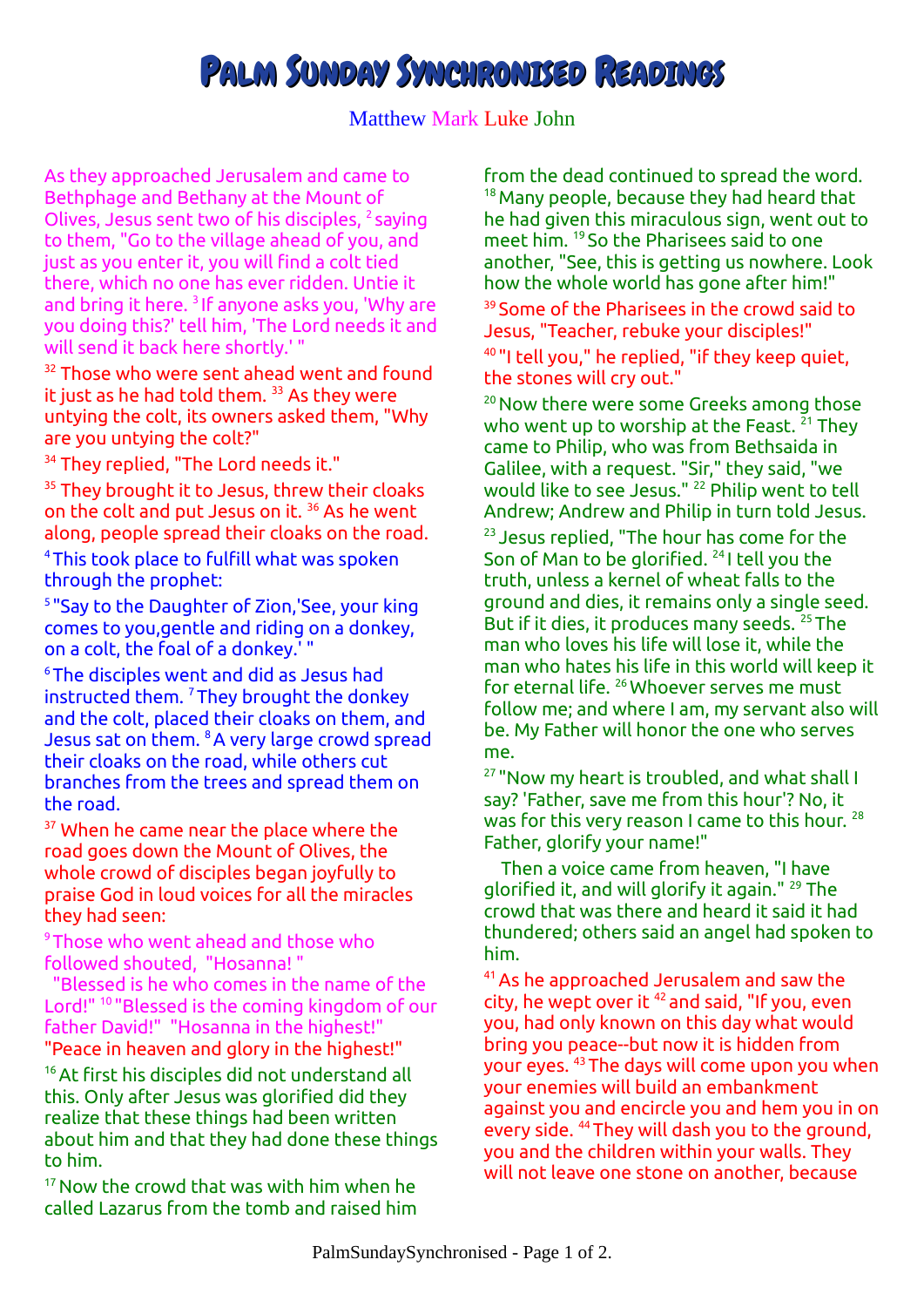# Palm Sunday Synchronised Readings

Matthew Mark Luke John

As they approached Jerusalem and came to Bethphage and Bethany at the Mount of Olives, Jesus sent two of his disciples, [2] saying to them, "Go to the village ahead of you, and just as you enter it, you will find a colt tied there, which no one has ever ridden. Untie it and bring it here. [3] If anyone asks you, 'Why are you doing this?' tell him, 'The Lord needs it and will send it back here shortly.' "

[32] Those who were sent ahead went and found it just as he had told them. [33] As they were untying the colt, its owners asked them, "Why are you untying the colt?"

[34] They replied, "The Lord needs it."

[35] They brought it to Jesus, threw their cloaks on the colt and put Jesus on it. [36] As he went along, people spread their cloaks on the road.

[4] This took place to fulfill what was spoken through the prophet:

[5] "Say to the Daughter of Zion,'See, your king comes to you,gentle and riding on a donkey, on a colt, the foal of a donkey.' "

[6] The disciples went and did as Jesus had instructed them. [7] They brought the donkey and the colt, placed their cloaks on them, and Jesus sat on them. [8] A very large crowd spread their cloaks on the road, while others cut branches from the trees and spread them on the road.

[37] When he came near the place where the road goes down the Mount of Olives, the whole crowd of disciples began joyfully to praise God in loud voices for all the miracles they had seen:

[9] Those who went ahead and those who followed shouted, "Hosanna! "

"Blessed is he who comes in the name of the Lord!" [10] "Blessed is the coming kingdom of our father David!" "Hosanna in the highest!"
"Peace in heaven and glory in the highest!"

[16] At first his disciples did not understand all this. Only after Jesus was glorified did they realize that these things had been written about him and that they had done these things to him.

[17] Now the crowd that was with him when he called Lazarus from the tomb and raised him from the dead continued to spread the word. [18] Many people, because they had heard that he had given this miraculous sign, went out to meet him. [19] So the Pharisees said to one another, "See, this is getting us nowhere. Look how the whole world has gone after him!"

[39] Some of the Pharisees in the crowd said to Jesus, "Teacher, rebuke your disciples!"

[40] "I tell you," he replied, "if they keep quiet, the stones will cry out."

[20] Now there were some Greeks among those who went up to worship at the Feast. [21] They came to Philip, who was from Bethsaida in Galilee, with a request. "Sir," they said, "we would like to see Jesus." [22] Philip went to tell Andrew; Andrew and Philip in turn told Jesus.

[23] Jesus replied, "The hour has come for the Son of Man to be glorified. [24] I tell you the truth, unless a kernel of wheat falls to the ground and dies, it remains only a single seed. But if it dies, it produces many seeds. [25] The man who loves his life will lose it, while the man who hates his life in this world will keep it for eternal life. [26] Whoever serves me must follow me; and where I am, my servant also will be. My Father will honor the one who serves me.

[27] "Now my heart is troubled, and what shall I say? 'Father, save me from this hour'? No, it was for this very reason I came to this hour. [28] Father, glorify your name!"

Then a voice came from heaven, "I have glorified it, and will glorify it again." [29] The crowd that was there and heard it said it had thundered; others said an angel had spoken to him.

[41] As he approached Jerusalem and saw the city, he wept over it [42] and said, "If you, even you, had only known on this day what would bring you peace--but now it is hidden from your eyes. [43] The days will come upon you when your enemies will build an embankment against you and encircle you and hem you in on every side. [44] They will dash you to the ground, you and the children within your walls. They will not leave one stone on another, because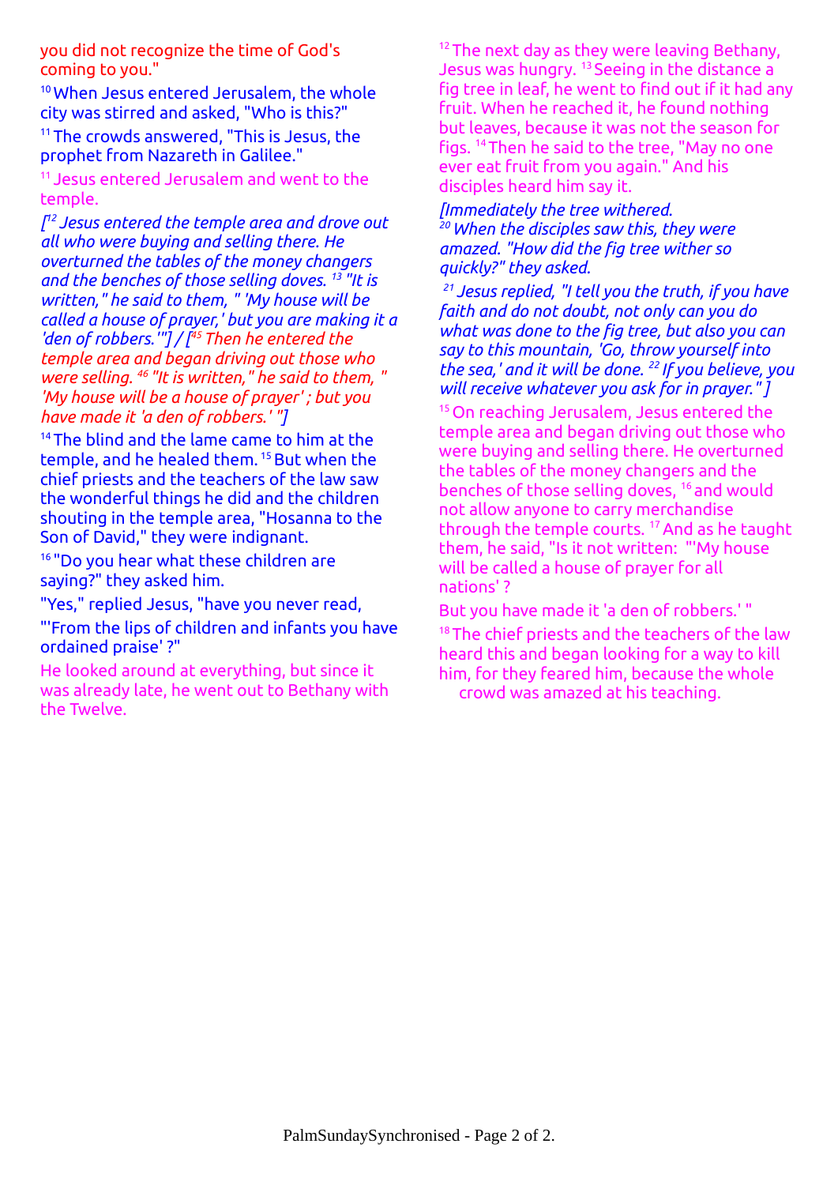you did not recognize the time of God's coming to you."

[10] When Jesus entered Jerusalem, the whole city was stirred and asked, "Who is this?"

[11] The crowds answered, "This is Jesus, the prophet from Nazareth in Galilee."

[11] Jesus entered Jerusalem and went to the temple.

*[[12] Jesus entered the temple area and drove out all who were buying and selling there. He overturned the tables of the money changers and the benches of those selling doves. [13] "It is written," he said to them, " 'My house will be called a house of prayer,' but you are making it a 'den of robbers.'"] / [[45] Then he entered the temple area and began driving out those who were selling. [46] "It is written," he said to them, " 'My house will be a house of prayer' ; but you have made it 'a den of robbers.' "]*

[14] The blind and the lame came to him at the temple, and he healed them. [15] But when the chief priests and the teachers of the law saw the wonderful things he did and the children shouting in the temple area, "Hosanna to the Son of David," they were indignant.

[16] "Do you hear what these children are saying?" they asked him.

"Yes," replied Jesus, "have you never read,

"'From the lips of children and infants you have ordained praise' ?"

He looked around at everything, but since it was already late, he went out to Bethany with the Twelve.

[12] The next day as they were leaving Bethany, Jesus was hungry. [13] Seeing in the distance a fig tree in leaf, he went to find out if it had any fruit. When he reached it, he found nothing but leaves, because it was not the season for figs. [14] Then he said to the tree, "May no one ever eat fruit from you again." And his disciples heard him say it.

*[Immediately the tree withered.*
*[20] When the disciples saw this, they were amazed. "How did the fig tree wither so quickly?" they asked.*

*[21] Jesus replied, "I tell you the truth, if you have faith and do not doubt, not only can you do what was done to the fig tree, but also you can say to this mountain, 'Go, throw yourself into the sea,' and it will be done. [22] If you believe, you will receive whatever you ask for in prayer." ]*

[15] On reaching Jerusalem, Jesus entered the temple area and began driving out those who were buying and selling there. He overturned the tables of the money changers and the benches of those selling doves, [16] and would not allow anyone to carry merchandise through the temple courts. [17] And as he taught them, he said, "Is it not written: "'My house will be called a house of prayer for all nations' ?

But you have made it 'a den of robbers.' "

[18] The chief priests and the teachers of the law heard this and began looking for a way to kill him, for they feared him, because the whole crowd was amazed at his teaching.